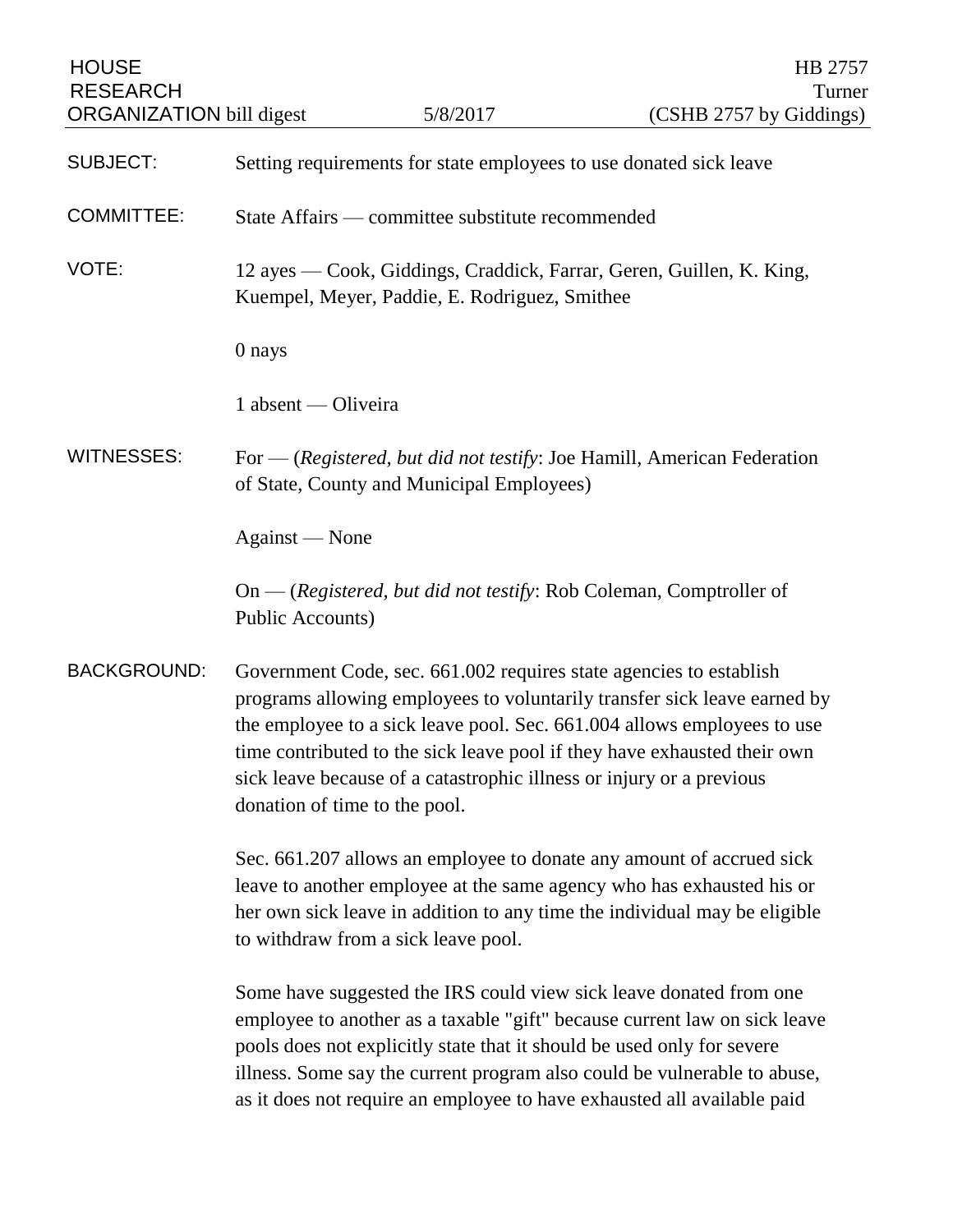HOUSE RESEARCH ORGANIZATION bill digest — 5/8/2017 — HB 2757 Turner (CSHB 2757 by Giddings)

**SUBJECT:** Setting requirements for state employees to use donated sick leave

**COMMITTEE:** State Affairs — committee substitute recommended

**VOTE:** 12 ayes — Cook, Giddings, Craddick, Farrar, Geren, Guillen, K. King, Kuempel, Meyer, Paddie, E. Rodriguez, Smithee

0 nays

1 absent — Oliveira

**WITNESSES:** For — (*Registered, but did not testify*: Joe Hamill, American Federation of State, County and Municipal Employees)

Against — None

On — (*Registered, but did not testify*: Rob Coleman, Comptroller of Public Accounts)

**BACKGROUND:** Government Code, sec. 661.002 requires state agencies to establish programs allowing employees to voluntarily transfer sick leave earned by the employee to a sick leave pool. Sec. 661.004 allows employees to use time contributed to the sick leave pool if they have exhausted their own sick leave because of a catastrophic illness or injury or a previous donation of time to the pool.

Sec. 661.207 allows an employee to donate any amount of accrued sick leave to another employee at the same agency who has exhausted his or her own sick leave in addition to any time the individual may be eligible to withdraw from a sick leave pool.

Some have suggested the IRS could view sick leave donated from one employee to another as a taxable "gift" because current law on sick leave pools does not explicitly state that it should be used only for severe illness. Some say the current program also could be vulnerable to abuse, as it does not require an employee to have exhausted all available paid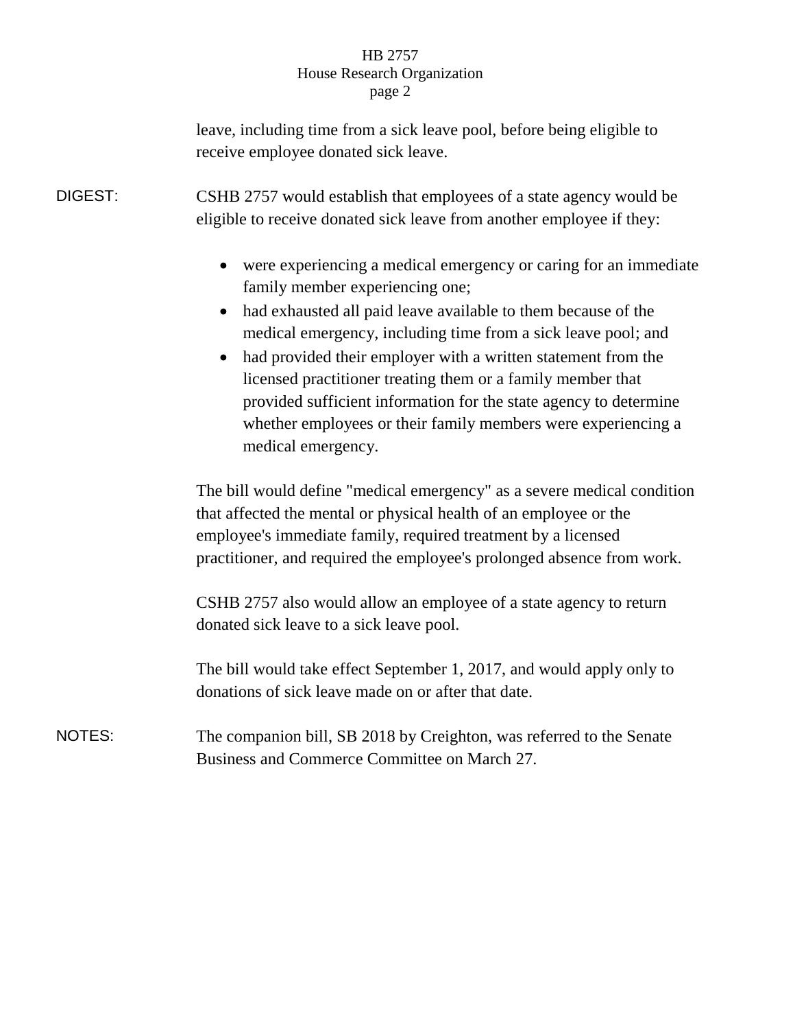leave, including time from a sick leave pool, before being eligible to receive employee donated sick leave.

**DIGEST:** CSHB 2757 would establish that employees of a state agency would be eligible to receive donated sick leave from another employee if they:

- were experiencing a medical emergency or caring for an immediate family member experiencing one;
- had exhausted all paid leave available to them because of the medical emergency, including time from a sick leave pool; and
- had provided their employer with a written statement from the licensed practitioner treating them or a family member that provided sufficient information for the state agency to determine whether employees or their family members were experiencing a medical emergency.

The bill would define "medical emergency" as a severe medical condition that affected the mental or physical health of an employee or the employee's immediate family, required treatment by a licensed practitioner, and required the employee's prolonged absence from work.

CSHB 2757 also would allow an employee of a state agency to return donated sick leave to a sick leave pool.

The bill would take effect September 1, 2017, and would apply only to donations of sick leave made on or after that date.

**NOTES:** The companion bill, SB 2018 by Creighton, was referred to the Senate Business and Commerce Committee on March 27.